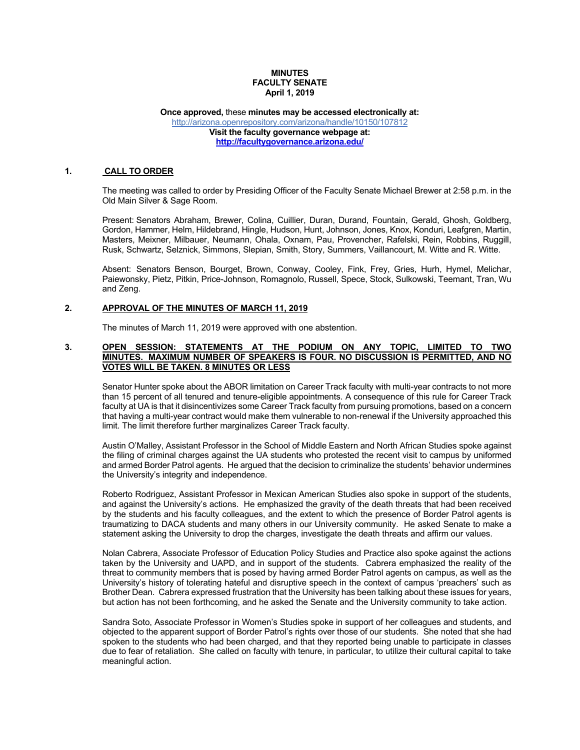**MINUTES**
**FACULTY SENATE**
**April 1, 2019**

**Once approved,** these **minutes may be accessed electronically at:**
http://arizona.openrepository.com/arizona/handle/10150/107812
**Visit the faculty governance webpage at:**
**http://facultygovernance.arizona.edu/**

## 1. CALL TO ORDER

The meeting was called to order by Presiding Officer of the Faculty Senate Michael Brewer at 2:58 p.m. in the Old Main Silver & Sage Room.

Present: Senators Abraham, Brewer, Colina, Cuillier, Duran, Durand, Fountain, Gerald, Ghosh, Goldberg, Gordon, Hammer, Helm, Hildebrand, Hingle, Hudson, Hunt, Johnson, Jones, Knox, Konduri, Leafgren, Martin, Masters, Meixner, Milbauer, Neumann, Ohala, Oxnam, Pau, Provencher, Rafelski, Rein, Robbins, Ruggill, Rusk, Schwartz, Selznick, Simmons, Slepian, Smith, Story, Summers, Vaillancourt, M. Witte and R. Witte.

Absent: Senators Benson, Bourget, Brown, Conway, Cooley, Fink, Frey, Gries, Hurh, Hymel, Melichar, Paiewonsky, Pietz, Pitkin, Price-Johnson, Romagnolo, Russell, Spece, Stock, Sulkowski, Teemant, Tran, Wu and Zeng.

## 2. APPROVAL OF THE MINUTES OF MARCH 11, 2019

The minutes of March 11, 2019 were approved with one abstention.

## 3. OPEN SESSION: STATEMENTS AT THE PODIUM ON ANY TOPIC, LIMITED TO TWO MINUTES. MAXIMUM NUMBER OF SPEAKERS IS FOUR. NO DISCUSSION IS PERMITTED, AND NO VOTES WILL BE TAKEN. 8 MINUTES OR LESS

Senator Hunter spoke about the ABOR limitation on Career Track faculty with multi-year contracts to not more than 15 percent of all tenured and tenure-eligible appointments. A consequence of this rule for Career Track faculty at UA is that it disincentivizes some Career Track faculty from pursuing promotions, based on a concern that having a multi-year contract would make them vulnerable to non-renewal if the University approached this limit. The limit therefore further marginalizes Career Track faculty.

Austin O'Malley, Assistant Professor in the School of Middle Eastern and North African Studies spoke against the filing of criminal charges against the UA students who protested the recent visit to campus by uniformed and armed Border Patrol agents. He argued that the decision to criminalize the students' behavior undermines the University's integrity and independence.

Roberto Rodriguez, Assistant Professor in Mexican American Studies also spoke in support of the students, and against the University's actions. He emphasized the gravity of the death threats that had been received by the students and his faculty colleagues, and the extent to which the presence of Border Patrol agents is traumatizing to DACA students and many others in our University community. He asked Senate to make a statement asking the University to drop the charges, investigate the death threats and affirm our values.

Nolan Cabrera, Associate Professor of Education Policy Studies and Practice also spoke against the actions taken by the University and UAPD, and in support of the students. Cabrera emphasized the reality of the threat to community members that is posed by having armed Border Patrol agents on campus, as well as the University's history of tolerating hateful and disruptive speech in the context of campus 'preachers' such as Brother Dean. Cabrera expressed frustration that the University has been talking about these issues for years, but action has not been forthcoming, and he asked the Senate and the University community to take action.

Sandra Soto, Associate Professor in Women's Studies spoke in support of her colleagues and students, and objected to the apparent support of Border Patrol's rights over those of our students. She noted that she had spoken to the students who had been charged, and that they reported being unable to participate in classes due to fear of retaliation. She called on faculty with tenure, in particular, to utilize their cultural capital to take meaningful action.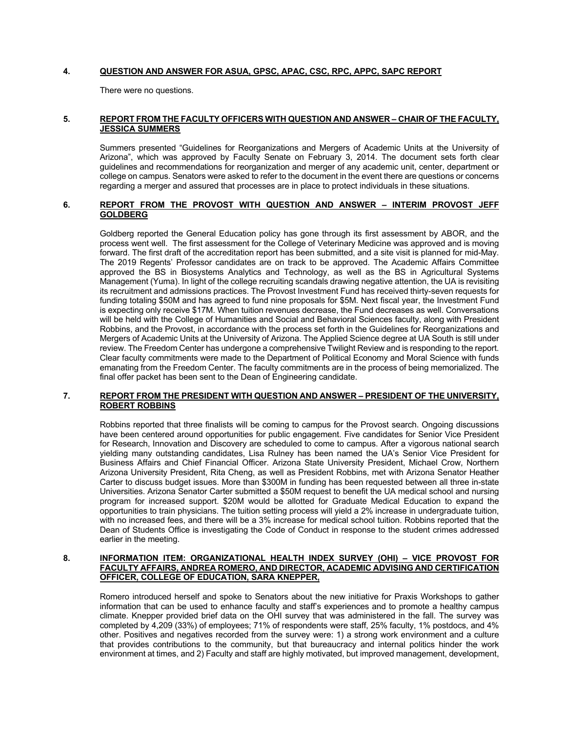**4. QUESTION AND ANSWER FOR ASUA, GPSC, APAC, CSC, RPC, APPC, SAPC REPORT**

There were no questions.

**5. REPORT FROM THE FACULTY OFFICERS WITH QUESTION AND ANSWER – CHAIR OF THE FACULTY, JESSICA SUMMERS**

Summers presented "Guidelines for Reorganizations and Mergers of Academic Units at the University of Arizona", which was approved by Faculty Senate on February 3, 2014. The document sets forth clear guidelines and recommendations for reorganization and merger of any academic unit, center, department or college on campus. Senators were asked to refer to the document in the event there are questions or concerns regarding a merger and assured that processes are in place to protect individuals in these situations.

**6. REPORT FROM THE PROVOST WITH QUESTION AND ANSWER – INTERIM PROVOST JEFF GOLDBERG**

Goldberg reported the General Education policy has gone through its first assessment by ABOR, and the process went well. The first assessment for the College of Veterinary Medicine was approved and is moving forward. The first draft of the accreditation report has been submitted, and a site visit is planned for mid-May. The 2019 Regents' Professor candidates are on track to be approved. The Academic Affairs Committee approved the BS in Biosystems Analytics and Technology, as well as the BS in Agricultural Systems Management (Yuma). In light of the college recruiting scandals drawing negative attention, the UA is revisiting its recruitment and admissions practices. The Provost Investment Fund has received thirty-seven requests for funding totaling $50M and has agreed to fund nine proposals for $5M. Next fiscal year, the Investment Fund is expecting only receive $17M. When tuition revenues decrease, the Fund decreases as well. Conversations will be held with the College of Humanities and Social and Behavioral Sciences faculty, along with President Robbins, and the Provost, in accordance with the process set forth in the Guidelines for Reorganizations and Mergers of Academic Units at the University of Arizona. The Applied Science degree at UA South is still under review. The Freedom Center has undergone a comprehensive Twilight Review and is responding to the report. Clear faculty commitments were made to the Department of Political Economy and Moral Science with funds emanating from the Freedom Center. The faculty commitments are in the process of being memorialized. The final offer packet has been sent to the Dean of Engineering candidate.

**7. REPORT FROM THE PRESIDENT WITH QUESTION AND ANSWER – PRESIDENT OF THE UNIVERSITY, ROBERT ROBBINS**

Robbins reported that three finalists will be coming to campus for the Provost search. Ongoing discussions have been centered around opportunities for public engagement. Five candidates for Senior Vice President for Research, Innovation and Discovery are scheduled to come to campus. After a vigorous national search yielding many outstanding candidates, Lisa Rulney has been named the UA's Senior Vice President for Business Affairs and Chief Financial Officer. Arizona State University President, Michael Crow, Northern Arizona University President, Rita Cheng, as well as President Robbins, met with Arizona Senator Heather Carter to discuss budget issues. More than $300M in funding has been requested between all three in-state Universities. Arizona Senator Carter submitted a $50M request to benefit the UA medical school and nursing program for increased support. $20M would be allotted for Graduate Medical Education to expand the opportunities to train physicians. The tuition setting process will yield a 2% increase in undergraduate tuition, with no increased fees, and there will be a 3% increase for medical school tuition. Robbins reported that the Dean of Students Office is investigating the Code of Conduct in response to the student crimes addressed earlier in the meeting.

**8. INFORMATION ITEM: ORGANIZATIONAL HEALTH INDEX SURVEY (OHI) – VICE PROVOST FOR FACULTY AFFAIRS, ANDREA ROMERO, AND DIRECTOR, ACADEMIC ADVISING AND CERTIFICATION OFFICER, COLLEGE OF EDUCATION, SARA KNEPPER,**

Romero introduced herself and spoke to Senators about the new initiative for Praxis Workshops to gather information that can be used to enhance faculty and staff's experiences and to promote a healthy campus climate. Knepper provided brief data on the OHI survey that was administered in the fall. The survey was completed by 4,209 (33%) of employees; 71% of respondents were staff, 25% faculty, 1% postdocs, and 4% other. Positives and negatives recorded from the survey were: 1) a strong work environment and a culture that provides contributions to the community, but that bureaucracy and internal politics hinder the work environment at times, and 2) Faculty and staff are highly motivated, but improved management, development,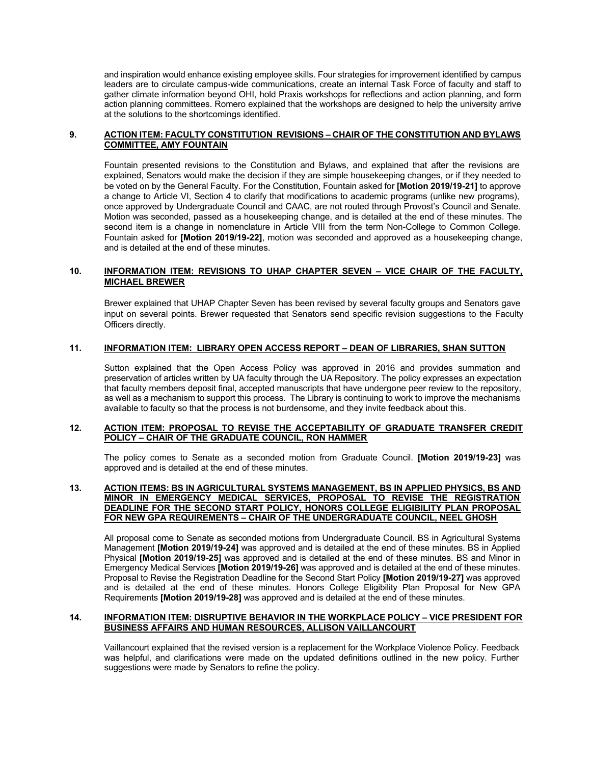and inspiration would enhance existing employee skills. Four strategies for improvement identified by campus leaders are to circulate campus-wide communications, create an internal Task Force of faculty and staff to gather climate information beyond OHI, hold Praxis workshops for reflections and action planning, and form action planning committees. Romero explained that the workshops are designed to help the university arrive at the solutions to the shortcomings identified.

## 9. ACTION ITEM: FACULTY CONSTITUTION REVISIONS – CHAIR OF THE CONSTITUTION AND BYLAWS COMMITTEE, AMY FOUNTAIN

Fountain presented revisions to the Constitution and Bylaws, and explained that after the revisions are explained, Senators would make the decision if they are simple housekeeping changes, or if they needed to be voted on by the General Faculty. For the Constitution, Fountain asked for **[Motion 2019/19-21]** to approve a change to Article VI, Section 4 to clarify that modifications to academic programs (unlike new programs), once approved by Undergraduate Council and CAAC, are not routed through Provost's Council and Senate. Motion was seconded, passed as a housekeeping change, and is detailed at the end of these minutes. The second item is a change in nomenclature in Article VIII from the term Non-College to Common College. Fountain asked for **[Motion 2019/19-22]**, motion was seconded and approved as a housekeeping change, and is detailed at the end of these minutes.

## 10. INFORMATION ITEM: REVISIONS TO UHAP CHAPTER SEVEN – VICE CHAIR OF THE FACULTY, MICHAEL BREWER

Brewer explained that UHAP Chapter Seven has been revised by several faculty groups and Senators gave input on several points. Brewer requested that Senators send specific revision suggestions to the Faculty Officers directly.

## 11. INFORMATION ITEM: LIBRARY OPEN ACCESS REPORT – DEAN OF LIBRARIES, SHAN SUTTON

Sutton explained that the Open Access Policy was approved in 2016 and provides summation and preservation of articles written by UA faculty through the UA Repository. The policy expresses an expectation that faculty members deposit final, accepted manuscripts that have undergone peer review to the repository, as well as a mechanism to support this process. The Library is continuing to work to improve the mechanisms available to faculty so that the process is not burdensome, and they invite feedback about this.

## 12. ACTION ITEM: PROPOSAL TO REVISE THE ACCEPTABILITY OF GRADUATE TRANSFER CREDIT POLICY – CHAIR OF THE GRADUATE COUNCIL, RON HAMMER

The policy comes to Senate as a seconded motion from Graduate Council. **[Motion 2019/19-23]** was approved and is detailed at the end of these minutes.

## 13. ACTION ITEMS: BS IN AGRICULTURAL SYSTEMS MANAGEMENT, BS IN APPLIED PHYSICS, BS AND MINOR IN EMERGENCY MEDICAL SERVICES, PROPOSAL TO REVISE THE REGISTRATION DEADLINE FOR THE SECOND START POLICY, HONORS COLLEGE ELIGIBILITY PLAN PROPOSAL FOR NEW GPA REQUIREMENTS – CHAIR OF THE UNDERGRADUATE COUNCIL, NEEL GHOSH

All proposal come to Senate as seconded motions from Undergraduate Council. BS in Agricultural Systems Management **[Motion 2019/19-24]** was approved and is detailed at the end of these minutes. BS in Applied Physical **[Motion 2019/19-25]** was approved and is detailed at the end of these minutes. BS and Minor in Emergency Medical Services **[Motion 2019/19-26]** was approved and is detailed at the end of these minutes. Proposal to Revise the Registration Deadline for the Second Start Policy **[Motion 2019/19-27]** was approved and is detailed at the end of these minutes. Honors College Eligibility Plan Proposal for New GPA Requirements **[Motion 2019/19-28]** was approved and is detailed at the end of these minutes.

## 14. INFORMATION ITEM: DISRUPTIVE BEHAVIOR IN THE WORKPLACE POLICY – VICE PRESIDENT FOR BUSINESS AFFAIRS AND HUMAN RESOURCES, ALLISON VAILLANCOURT

Vaillancourt explained that the revised version is a replacement for the Workplace Violence Policy. Feedback was helpful, and clarifications were made on the updated definitions outlined in the new policy. Further suggestions were made by Senators to refine the policy.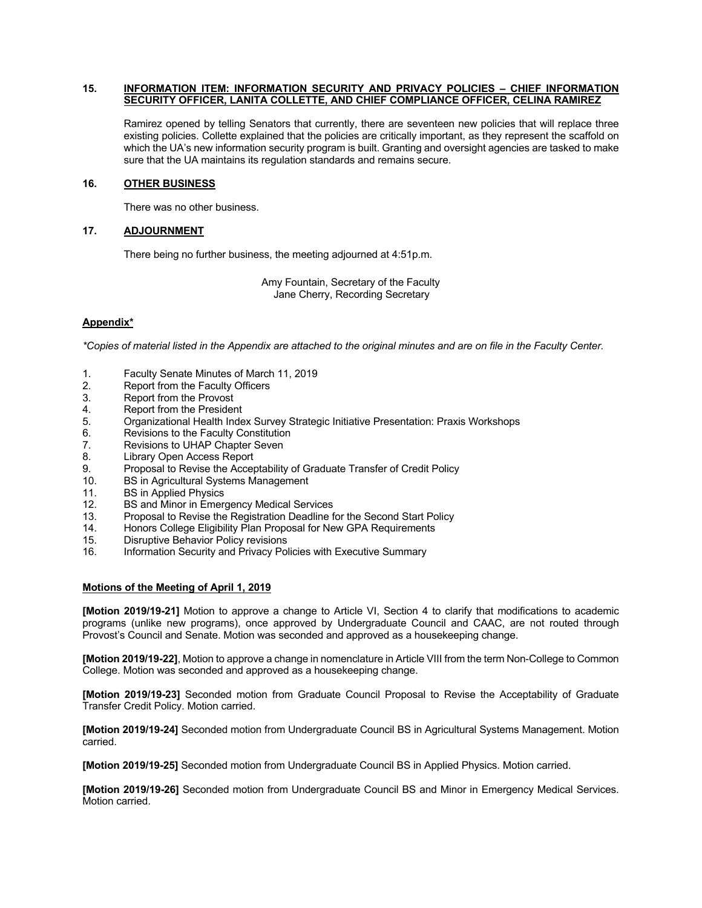## 15. INFORMATION ITEM: INFORMATION SECURITY AND PRIVACY POLICIES – CHIEF INFORMATION SECURITY OFFICER, LANITA COLLETTE, AND CHIEF COMPLIANCE OFFICER, CELINA RAMIREZ

Ramirez opened by telling Senators that currently, there are seventeen new policies that will replace three existing policies. Collette explained that the policies are critically important, as they represent the scaffold on which the UA's new information security program is built. Granting and oversight agencies are tasked to make sure that the UA maintains its regulation standards and remains secure.

## 16. OTHER BUSINESS

There was no other business.

## 17. ADJOURNMENT

There being no further business, the meeting adjourned at 4:51p.m.

Amy Fountain, Secretary of the Faculty
Jane Cherry, Recording Secretary

**Appendix***

*\*Copies of material listed in the Appendix are attached to the original minutes and are on file in the Faculty Center.*

1. Faculty Senate Minutes of March 11, 2019
2. Report from the Faculty Officers
3. Report from the Provost
4. Report from the President
5. Organizational Health Index Survey Strategic Initiative Presentation: Praxis Workshops
6. Revisions to the Faculty Constitution
7. Revisions to UHAP Chapter Seven
8. Library Open Access Report
9. Proposal to Revise the Acceptability of Graduate Transfer of Credit Policy
10. BS in Agricultural Systems Management
11. BS in Applied Physics
12. BS and Minor in Emergency Medical Services
13. Proposal to Revise the Registration Deadline for the Second Start Policy
14. Honors College Eligibility Plan Proposal for New GPA Requirements
15. Disruptive Behavior Policy revisions
16. Information Security and Privacy Policies with Executive Summary

**Motions of the Meeting of April 1, 2019**

**[Motion 2019/19-21]** Motion to approve a change to Article VI, Section 4 to clarify that modifications to academic programs (unlike new programs), once approved by Undergraduate Council and CAAC, are not routed through Provost's Council and Senate. Motion was seconded and approved as a housekeeping change.

**[Motion 2019/19-22]**, Motion to approve a change in nomenclature in Article VIII from the term Non-College to Common College. Motion was seconded and approved as a housekeeping change.

**[Motion 2019/19-23]** Seconded motion from Graduate Council Proposal to Revise the Acceptability of Graduate Transfer Credit Policy. Motion carried.

**[Motion 2019/19-24]** Seconded motion from Undergraduate Council BS in Agricultural Systems Management. Motion carried.

**[Motion 2019/19-25]** Seconded motion from Undergraduate Council BS in Applied Physics. Motion carried.

**[Motion 2019/19-26]** Seconded motion from Undergraduate Council BS and Minor in Emergency Medical Services. Motion carried.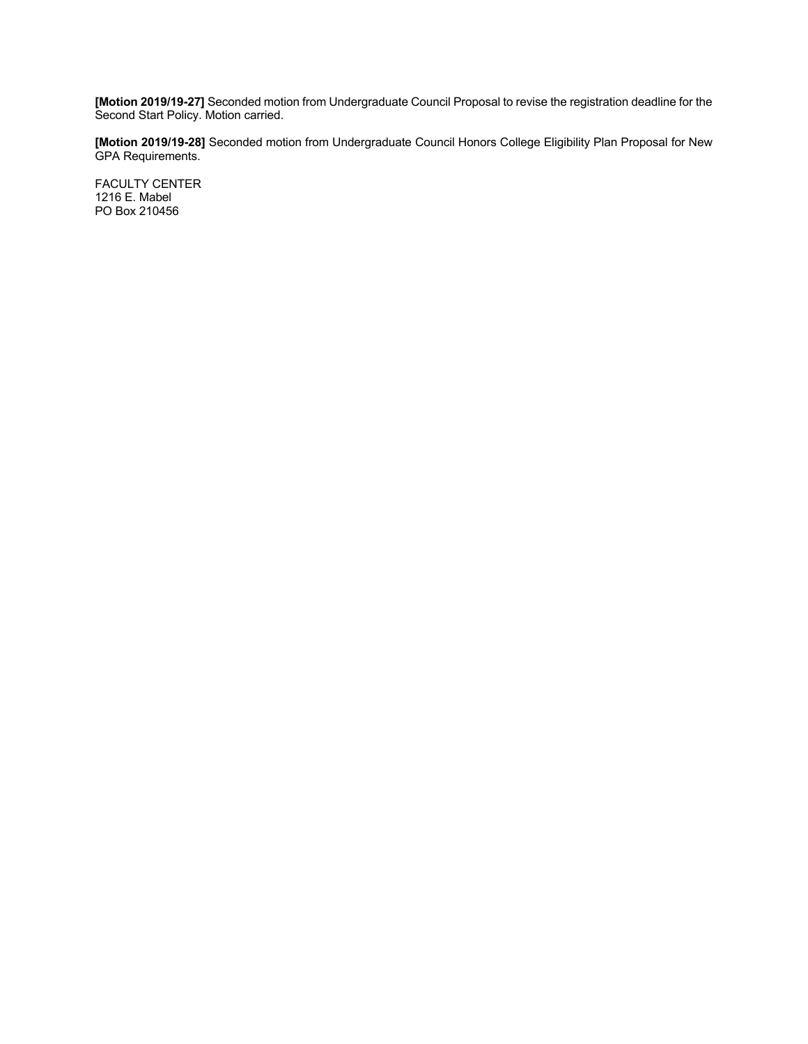**[Motion 2019/19-27]** Seconded motion from Undergraduate Council Proposal to revise the registration deadline for the Second Start Policy. Motion carried.

**[Motion 2019/19-28]** Seconded motion from Undergraduate Council Honors College Eligibility Plan Proposal for New GPA Requirements.

FACULTY CENTER
1216 E. Mabel
PO Box 210456